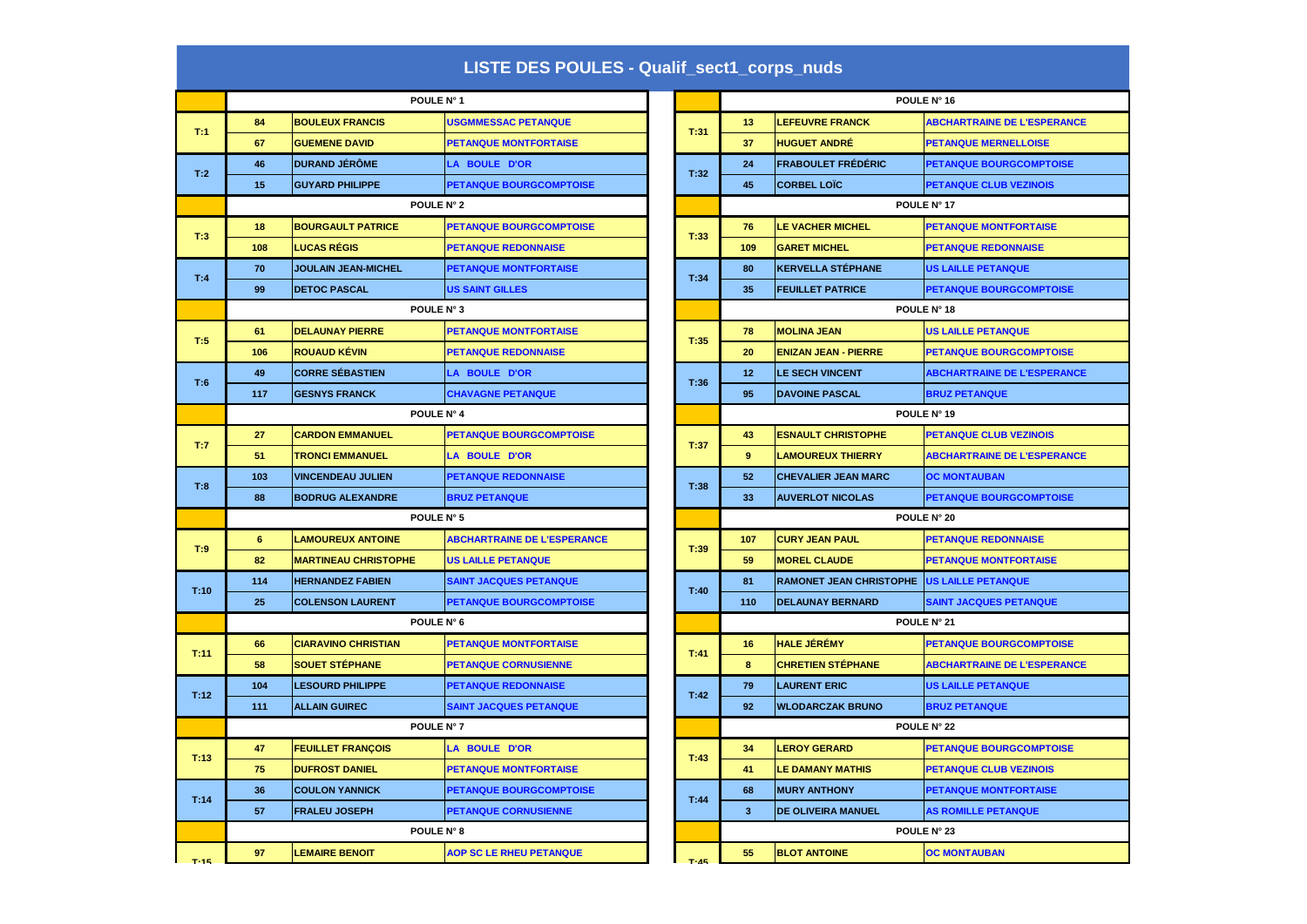# LISTE DES POULES - Qualif_sect1_corps_nuds

| | | | |
|---|---|---|---|
| | POULE N° 1 | | |
| T:1 | 84 | BOULEUX FRANCIS | USGMMESSAC PETANQUE |
| | 67 | GUEMENE DAVID | PETANQUE MONTFORTAISE |
| T:2 | 46 | DURAND JÉRÔME | LA BOULE D'OR |
| | 15 | GUYARD PHILIPPE | PETANQUE BOURGCOMPTOISE |
| | POULE N° 2 | | |
| T:3 | 18 | BOURGAULT PATRICE | PETANQUE BOURGCOMPTOISE |
| | 108 | LUCAS RÉGIS | PETANQUE REDONNAISE |
| T:4 | 70 | JOULAIN JEAN-MICHEL | PETANQUE MONTFORTAISE |
| | 99 | DETOC PASCAL | US SAINT GILLES |
| | POULE N° 3 | | |
| T:5 | 61 | DELAUNAY PIERRE | PETANQUE MONTFORTAISE |
| | 106 | ROUAUD KÉVIN | PETANQUE REDONNAISE |
| T:6 | 49 | CORRE SÉBASTIEN | LA BOULE D'OR |
| | 117 | GESNYS FRANCK | CHAVAGNE PETANQUE |
| | POULE N° 4 | | |
| T:7 | 27 | CARDON EMMANUEL | PETANQUE BOURGCOMPTOISE |
| | 51 | TRONCI EMMANUEL | LA BOULE D'OR |
| T:8 | 103 | VINCENDEAU JULIEN | PETANQUE REDONNAISE |
| | 88 | BODRUG ALEXANDRE | BRUZ PETANQUE |
| | POULE N° 5 | | |
| T:9 | 6 | LAMOUREUX ANTOINE | ABCHARTRAINE DE L'ESPERANCE |
| | 82 | MARTINEAU CHRISTOPHE | US LAILLE PETANQUE |
| T:10 | 114 | HERNANDEZ FABIEN | SAINT JACQUES PETANQUE |
| | 25 | COLENSON LAURENT | PETANQUE BOURGCOMPTOISE |
| | POULE N° 6 | | |
| T:11 | 66 | CIARAVINO CHRISTIAN | PETANQUE MONTFORTAISE |
| | 58 | SOUET STÉPHANE | PETANQUE CORNUSIENNE |
| T:12 | 104 | LESOURD PHILIPPE | PETANQUE REDONNAISE |
| | 111 | ALLAIN GUIREC | SAINT JACQUES PETANQUE |
| | POULE N° 7 | | |
| T:13 | 47 | FEUILLET FRANÇOIS | LA BOULE D'OR |
| | 75 | DUFROST DANIEL | PETANQUE MONTFORTAISE |
| T:14 | 36 | COULON YANNICK | PETANQUE BOURGCOMPTOISE |
| | 57 | FRALEU JOSEPH | PETANQUE CORNUSIENNE |
| | POULE N° 8 | | |
| T:15 | 97 | LEMAIRE BENOIT | AOP SC LE RHEU PETANQUE |

| | | | |
|---|---|---|---|
| | POULE N° 16 | | |
| T:31 | 13 | LEFEUVRE FRANCK | ABCHARTRAINE DE L'ESPERANCE |
| | 37 | HUGUET ANDRÉ | PETANQUE MERNELLOISE |
| T:32 | 24 | FRABOULET FRÉDÉRIC | PETANQUE BOURGCOMPTOISE |
| | 45 | CORBEL LOÏC | PETANQUE CLUB VEZINOIS |
| | POULE N° 17 | | |
| T:33 | 76 | LE VACHER MICHEL | PETANQUE MONTFORTAISE |
| | 109 | GARET MICHEL | PETANQUE REDONNAISE |
| T:34 | 80 | KERVELLA STÉPHANE | US LAILLE PETANQUE |
| | 35 | FEUILLET PATRICE | PETANQUE BOURGCOMPTOISE |
| | POULE N° 18 | | |
| T:35 | 78 | MOLINA JEAN | US LAILLE PETANQUE |
| | 20 | ENIZAN JEAN - PIERRE | PETANQUE BOURGCOMPTOISE |
| T:36 | 12 | LE SECH VINCENT | ABCHARTRAINE DE L'ESPERANCE |
| | 95 | DAVOINE PASCAL | BRUZ PETANQUE |
| | POULE N° 19 | | |
| T:37 | 43 | ESNAULT CHRISTOPHE | PETANQUE CLUB VEZINOIS |
| | 9 | LAMOUREUX THIERRY | ABCHARTRAINE DE L'ESPERANCE |
| T:38 | 52 | CHEVALIER JEAN MARC | OC MONTAUBAN |
| | 33 | AUVERLOT NICOLAS | PETANQUE BOURGCOMPTOISE |
| | POULE N° 20 | | |
| T:39 | 107 | CURY JEAN PAUL | PETANQUE REDONNAISE |
| | 59 | MOREL CLAUDE | PETANQUE MONTFORTAISE |
| T:40 | 81 | RAMONET JEAN CHRISTOPHE | US LAILLE PETANQUE |
| | 110 | DELAUNAY BERNARD | SAINT JACQUES PETANQUE |
| | POULE N° 21 | | |
| T:41 | 16 | HALE JÉRÉMY | PETANQUE BOURGCOMPTOISE |
| | 8 | CHRETIEN STÉPHANE | ABCHARTRAINE DE L'ESPERANCE |
| T:42 | 79 | LAURENT ERIC | US LAILLE PETANQUE |
| | 92 | WLODARCZAK BRUNO | BRUZ PETANQUE |
| | POULE N° 22 | | |
| T:43 | 34 | LEROY GERARD | PETANQUE BOURGCOMPTOISE |
| | 41 | LE DAMANY MATHIS | PETANQUE CLUB VEZINOIS |
| T:44 | 68 | MURY ANTHONY | PETANQUE MONTFORTAISE |
| | 3 | DE OLIVEIRA MANUEL | AS ROMILLE PETANQUE |
| | POULE N° 23 | | |
| T:45 | 55 | BLOT ANTOINE | OC MONTAUBAN |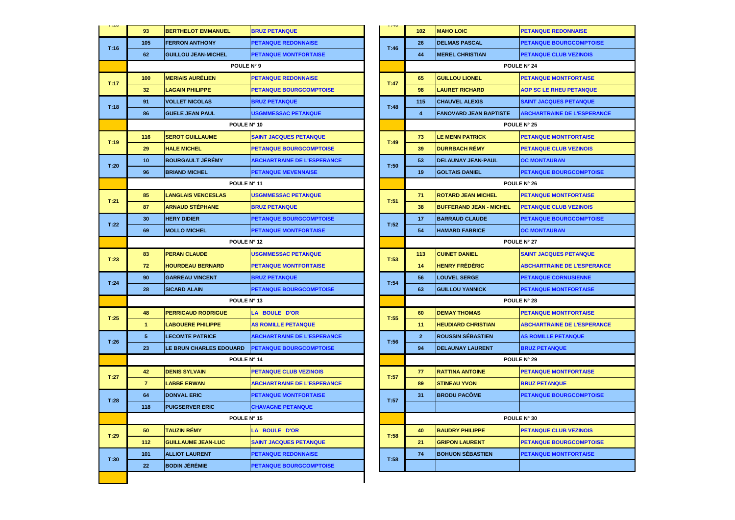| | | | |
|---|---|---|---|
| | 93 | BERTHELOT EMMANUEL | BRUZ PETANQUE |
| T:16 | 105 | FERRON ANTHONY | PETANQUE REDONNAISE |
| | 62 | GUILLOU JEAN-MICHEL | PETANQUE MONTFORTAISE |
| | POULE N° 9 | | |
| T:17 | 100 | MERIAIS AURÉLIEN | PETANQUE REDONNAISE |
| | 32 | LAGAIN PHILIPPE | PETANQUE BOURGCOMPTOISE |
| T:18 | 91 | VOLLET NICOLAS | BRUZ PETANQUE |
| | 86 | GUELE JEAN PAUL | USGMMESSAC PETANQUE |
| | POULE N° 10 | | |
| T:19 | 116 | SEROT GUILLAUME | SAINT JACQUES PETANQUE |
| | 29 | HALE MICHEL | PETANQUE BOURGCOMPTOISE |
| T:20 | 10 | BOURGAULT JÉRÉMY | ABCHARTRAINE DE L'ESPERANCE |
| | 96 | BRIAND MICHEL | PETANQUE MEVENNAISE |
| | POULE N° 11 | | |
| T:21 | 85 | LANGLAIS VENCESLAS | USGMMESSAC PETANQUE |
| | 87 | ARNAUD STÉPHANE | BRUZ PETANQUE |
| T:22 | 30 | HERY DIDIER | PETANQUE BOURGCOMPTOISE |
| | 69 | MOLLO MICHEL | PETANQUE MONTFORTAISE |
| | POULE N° 12 | | |
| T:23 | 83 | PERAN CLAUDE | USGMMESSAC PETANQUE |
| | 72 | HOURDEAU BERNARD | PETANQUE MONTFORTAISE |
| T:24 | 90 | GARREAU VINCENT | BRUZ PETANQUE |
| | 28 | SICARD ALAIN | PETANQUE BOURGCOMPTOISE |
| | POULE N° 13 | | |
| T:25 | 48 | PERRICAUD RODRIGUE | LA BOULE D'OR |
| | 1 | LABOUERE PHILIPPE | AS ROMILLE PETANQUE |
| T:26 | 5 | LECOMTE PATRICE | ABCHARTRAINE DE L'ESPERANCE |
| | 23 | LE BRUN CHARLES EDOUARD | PETANQUE BOURGCOMPTOISE |
| | POULE N° 14 | | |
| T:27 | 42 | DENIS SYLVAIN | PETANQUE CLUB VEZINOIS |
| | 7 | LABBE ERWAN | ABCHARTRAINE DE L'ESPERANCE |
| T:28 | 64 | DONVAL ERIC | PETANQUE MONTFORTAISE |
| | 118 | PUIGSERVER ERIC | CHAVAGNE PETANQUE |
| | POULE N° 15 | | |
| T:29 | 50 | TAUZIN RÉMY | LA BOULE D'OR |
| | 112 | GUILLAUME JEAN-LUC | SAINT JACQUES PETANQUE |
| T:30 | 101 | ALLIOT LAURENT | PETANQUE REDONNAISE |
| | 22 | BODIN JÉRÉMIE | PETANQUE BOURGCOMPTOISE |

| | | | |
|---|---|---|---|
| | 102 | MAHO LOIC | PETANQUE REDONNAISE |
| T:46 | 26 | DELMAS PASCAL | PETANQUE BOURGCOMPTOISE |
| | 44 | MEREL CHRISTIAN | PETANQUE CLUB VEZINOIS |
| | POULE N° 24 | | |
| T:47 | 65 | GUILLOU LIONEL | PETANQUE MONTFORTAISE |
| | 98 | LAURET RICHARD | AOP SC LE RHEU PETANQUE |
| T:48 | 115 | CHAUVEL ALEXIS | SAINT JACQUES PETANQUE |
| | 4 | FANOVARD JEAN BAPTISTE | ABCHARTRAINE DE L'ESPERANCE |
| | POULE N° 25 | | |
| T:49 | 73 | LE MENN PATRICK | PETANQUE MONTFORTAISE |
| | 39 | DURRBACH RÉMY | PETANQUE CLUB VEZINOIS |
| T:50 | 53 | DELAUNAY JEAN-PAUL | OC MONTAUBAN |
| | 19 | GOLTAIS DANIEL | PETANQUE BOURGCOMPTOISE |
| | POULE N° 26 | | |
| T:51 | 71 | ROTARD JEAN MICHEL | PETANQUE MONTFORTAISE |
| | 38 | BUFFERAND JEAN - MICHEL | PETANQUE CLUB VEZINOIS |
| T:52 | 17 | BARRAUD CLAUDE | PETANQUE BOURGCOMPTOISE |
| | 54 | HAMARD FABRICE | OC MONTAUBAN |
| | POULE N° 27 | | |
| T:53 | 113 | CUINET DANIEL | SAINT JACQUES PETANQUE |
| | 14 | HENRY FRÉDÉRIC | ABCHARTRAINE DE L'ESPERANCE |
| T:54 | 56 | LOUVEL SERGE | PETANQUE CORNUSIENNE |
| | 63 | GUILLOU YANNICK | PETANQUE MONTFORTAISE |
| | POULE N° 28 | | |
| T:55 | 60 | DEMAY THOMAS | PETANQUE MONTFORTAISE |
| | 11 | HEUDIARD CHRISTIAN | ABCHARTRAINE DE L'ESPERANCE |
| T:56 | 2 | ROUSSIN SÉBASTIEN | AS ROMILLE PETANQUE |
| | 94 | DELAUNAY LAURENT | BRUZ PETANQUE |
| | POULE N° 29 | | |
| T:57 | 77 | RATTINA ANTOINE | PETANQUE MONTFORTAISE |
| | 89 | STINEAU YVON | BRUZ PETANQUE |
| T:57 | 31 | BRODU PACÔME | PETANQUE BOURGCOMPTOISE |
| | | | |
| | POULE N° 30 | | |
| T:58 | 40 | BAUDRY PHILIPPE | PETANQUE CLUB VEZINOIS |
| | 21 | GRIPON LAURENT | PETANQUE BOURGCOMPTOISE |
| T:58 | 74 | BOHUON SÉBASTIEN | PETANQUE MONTFORTAISE |
| | | | |